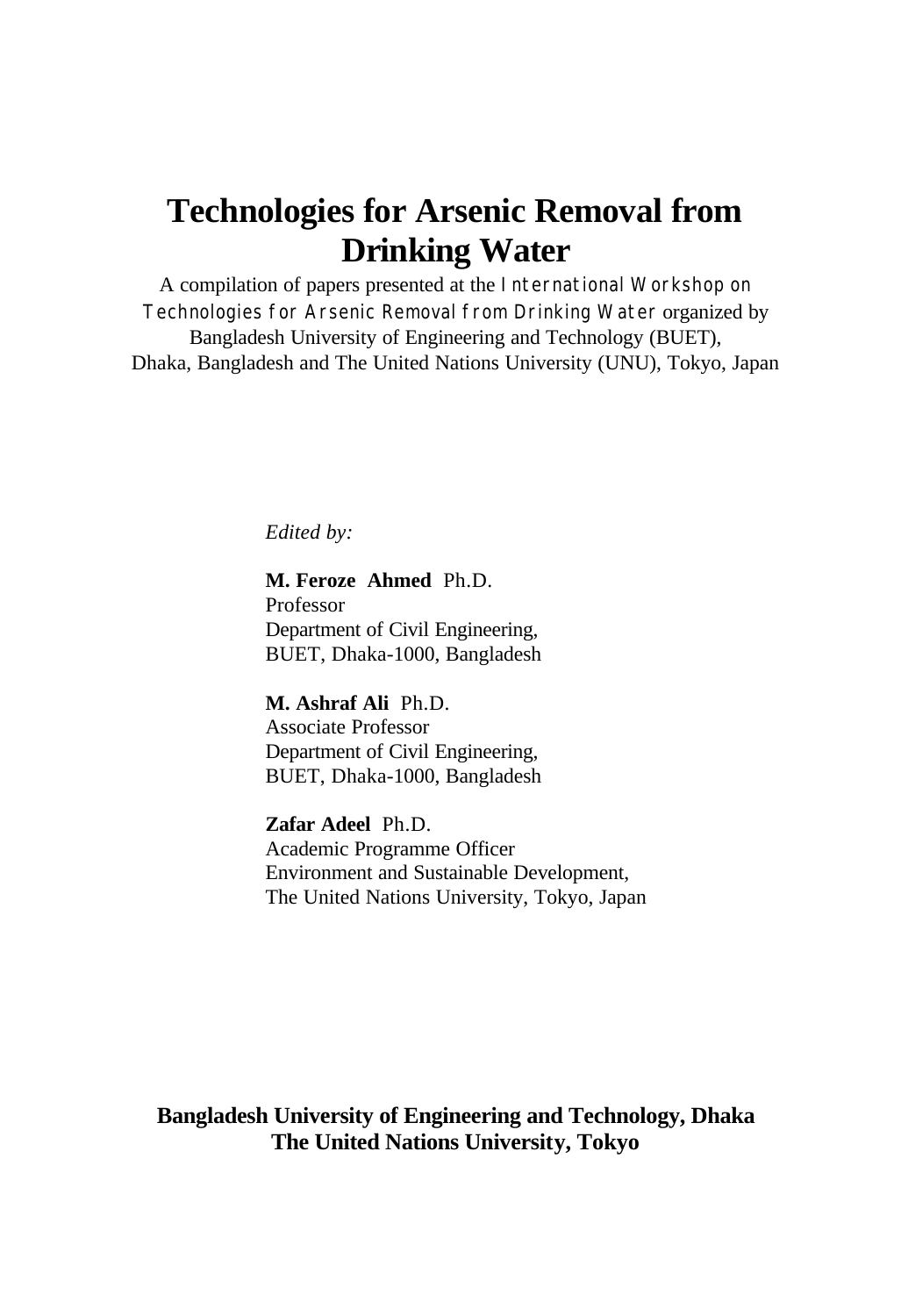# Technologies for Arsenic Removal from Drinking Water

A compilation of papers presented at the International Workshop on Technologies for Arsenic Removal from Drinking Water organized by Bangladesh University of Engineering and Technology (BUET), Dhaka, Bangladesh and The United Nations University (UNU), Tokyo, Japan

*Edited by:*

**M. Feroze Ahmed** Ph.D.
Professor
Department of Civil Engineering,
BUET, Dhaka-1000, Bangladesh

**M. Ashraf Ali** Ph.D.
Associate Professor
Department of Civil Engineering,
BUET, Dhaka-1000, Bangladesh

**Zafar Adeel** Ph.D.
Academic Programme Officer
Environment and Sustainable Development,
The United Nations University, Tokyo, Japan

**Bangladesh University of Engineering and Technology, Dhaka**
**The United Nations University, Tokyo**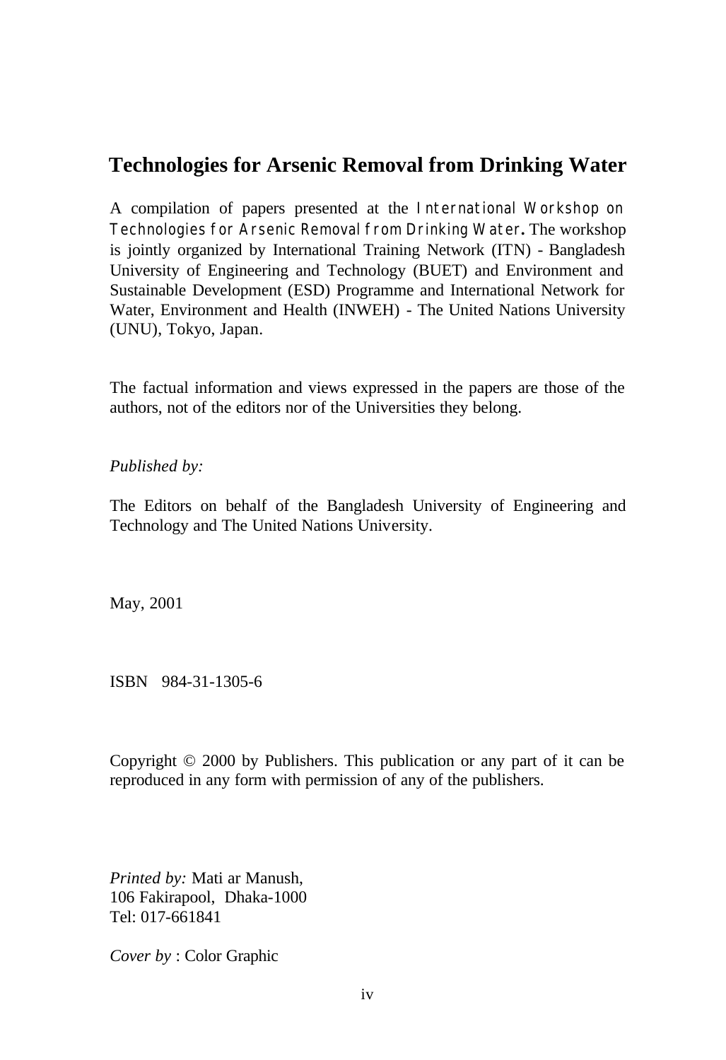# Technologies for Arsenic Removal from Drinking Water

A compilation of papers presented at the *International Workshop on Technologies for Arsenic Removal from Drinking Water*. The workshop is jointly organized by International Training Network (ITN) - Bangladesh University of Engineering and Technology (BUET) and Environment and Sustainable Development (ESD) Programme and International Network for Water, Environment and Health (INWEH) - The United Nations University (UNU), Tokyo, Japan.

The factual information and views expressed in the papers are those of the authors, not of the editors nor of the Universities they belong.

*Published by:*

The Editors on behalf of the Bangladesh University of Engineering and Technology and The United Nations University.

May, 2001

ISBN 984-31-1305-6

Copyright © 2000 by Publishers. This publication or any part of it can be reproduced in any form with permission of any of the publishers.

*Printed by:* Mati ar Manush,
106 Fakirapool, Dhaka-1000
Tel: 017-661841

*Cover by* : Color Graphic